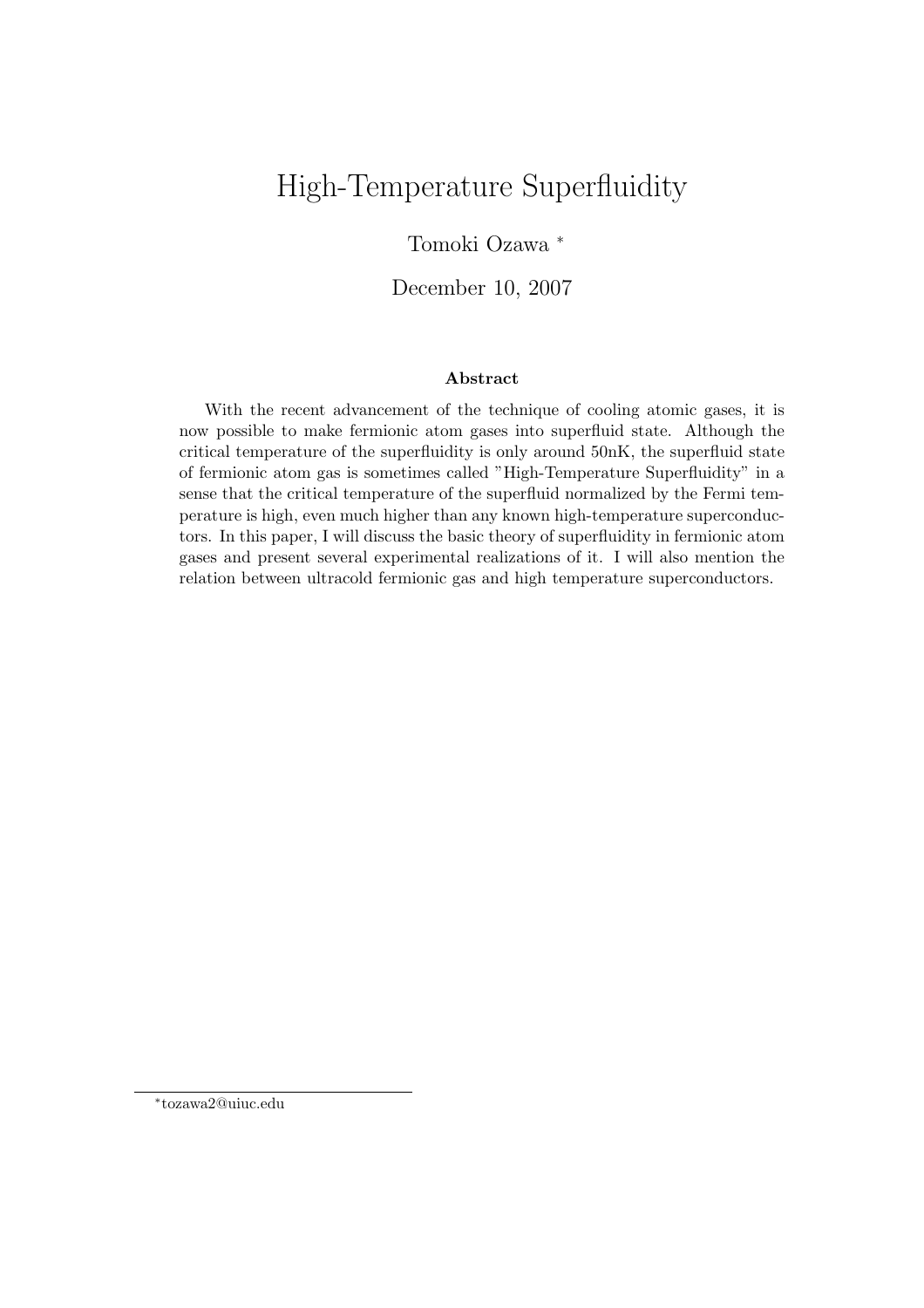# High-Temperature Superfluidity

Tomoki Ozawa [*]

December 10, 2007

## Abstract

With the recent advancement of the technique of cooling atomic gases, it is now possible to make fermionic atom gases into superfluid state. Although the critical temperature of the superfluidity is only around 50nK, the superfluid state of fermionic atom gas is sometimes called "High-Temperature Superfluidity" in a sense that the critical temperature of the superfluid normalized by the Fermi temperature is high, even much higher than any known high-temperature superconductors. In this paper, I will discuss the basic theory of superfluidity in fermionic atom gases and present several experimental realizations of it. I will also mention the relation between ultracold fermionic gas and high temperature superconductors.

---

[*] tozawa2@uiuc.edu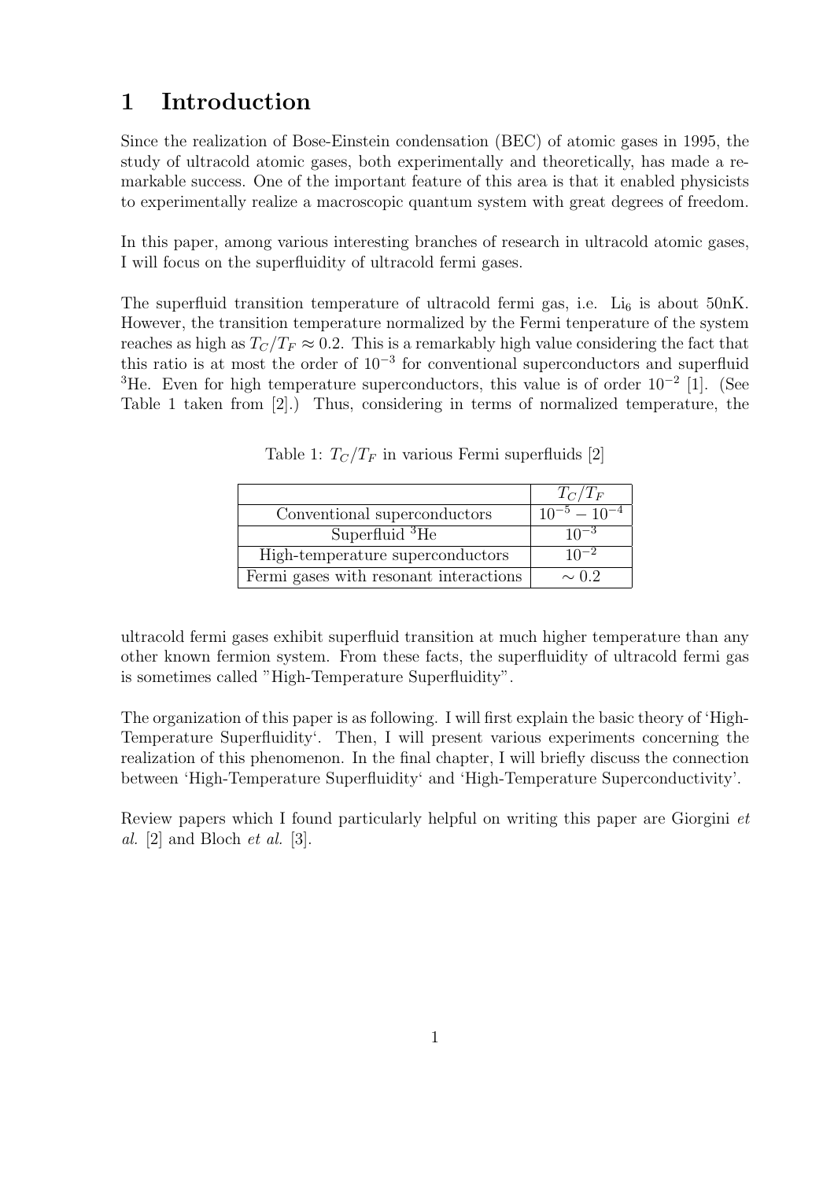# 1 Introduction

Since the realization of Bose-Einstein condensation (BEC) of atomic gases in 1995, the study of ultracold atomic gases, both experimentally and theoretically, has made a remarkable success. One of the important feature of this area is that it enabled physicists to experimentally realize a macroscopic quantum system with great degrees of freedom.

In this paper, among various interesting branches of research in ultracold atomic gases, I will focus on the superfluidity of ultracold fermi gases.

The superfluid transition temperature of ultracold fermi gas, i.e. $Li_6$ is about 50nK. However, the transition temperature normalized by the Fermi tenperature of the system reaches as high as $T_C/T_F \approx 0.2$. This is a remarkably high value considering the fact that this ratio is at most the order of $10^{-3}$ for conventional superconductors and superfluid $^3$He. Even for high temperature superconductors, this value is of order $10^{-2}$ [1]. (See Table 1 taken from [2].) Thus, considering in terms of normalized temperature, the ultracold fermi gases exhibit superfluid transition at much higher temperature than any other known fermion system. From these facts, the superfluidity of ultracold fermi gas is sometimes called "High-Temperature Superfluidity".

Table 1: $T_C/T_F$ in various Fermi superfluids [2]

| | $T_C/T_F$ |
|---|---|
| Conventional superconductors | $10^{-5} - 10^{-4}$ |
| Superfluid $^3$He | $10^{-3}$ |
| High-temperature superconductors | $10^{-2}$ |
| Fermi gases with resonant interactions | $\sim 0.2$ |

The organization of this paper is as following. I will first explain the basic theory of 'High-Temperature Superfluidity'. Then, I will present various experiments concerning the realization of this phenomenon. In the final chapter, I will briefly discuss the connection between 'High-Temperature Superfluidity' and 'High-Temperature Superconductivity'.

Review papers which I found particularly helpful on writing this paper are Giorgini *et al.* [2] and Bloch *et al.* [3].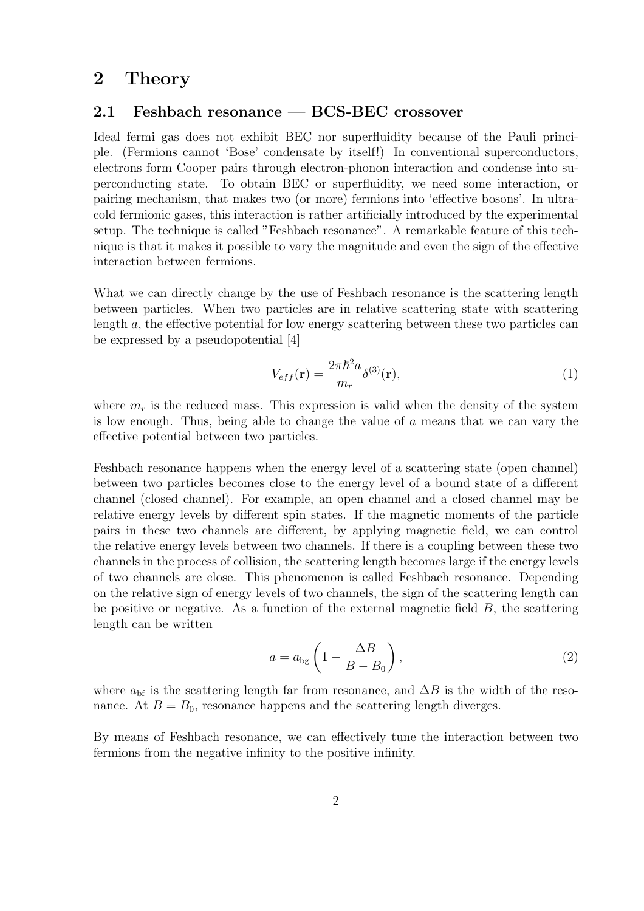# 2 Theory

## 2.1 Feshbach resonance — BCS-BEC crossover

Ideal fermi gas does not exhibit BEC nor superfluidity because of the Pauli principle. (Fermions cannot 'Bose' condensate by itself!) In conventional superconductors, electrons form Cooper pairs through electron-phonon interaction and condense into superconducting state. To obtain BEC or superfluidity, we need some interaction, or pairing mechanism, that makes two (or more) fermions into 'effective bosons'. In ultracold fermionic gases, this interaction is rather artificially introduced by the experimental setup. The technique is called "Feshbach resonance". A remarkable feature of this technique is that it makes it possible to vary the magnitude and even the sign of the effective interaction between fermions.

What we can directly change by the use of Feshbach resonance is the scattering length between particles. When two particles are in relative scattering state with scattering length $a$, the effective potential for low energy scattering between these two particles can be expressed by a pseudopotential [4]

$$V_{eff}(\mathbf{r}) = \frac{2\pi\hbar^2 a}{m_r}\delta^{(3)}(\mathbf{r}), \tag{1}$$

where $m_r$ is the reduced mass. This expression is valid when the density of the system is low enough. Thus, being able to change the value of $a$ means that we can vary the effective potential between two particles.

Feshbach resonance happens when the energy level of a scattering state (open channel) between two particles becomes close to the energy level of a bound state of a different channel (closed channel). For example, an open channel and a closed channel may be relative energy levels by different spin states. If the magnetic moments of the particle pairs in these two channels are different, by applying magnetic field, we can control the relative energy levels between two channels. If there is a coupling between these two channels in the process of collision, the scattering length becomes large if the energy levels of two channels are close. This phenomenon is called Feshbach resonance. Depending on the relative sign of energy levels of two channels, the sign of the scattering length can be positive or negative. As a function of the external magnetic field $B$, the scattering length can be written

$$a = a_{\text{bg}}\left(1 - \frac{\Delta B}{B - B_0}\right), \tag{2}$$

where $a_{\text{bf}}$ is the scattering length far from resonance, and $\Delta B$ is the width of the resonance. At $B = B_0$, resonance happens and the scattering length diverges.

By means of Feshbach resonance, we can effectively tune the interaction between two fermions from the negative infinity to the positive infinity.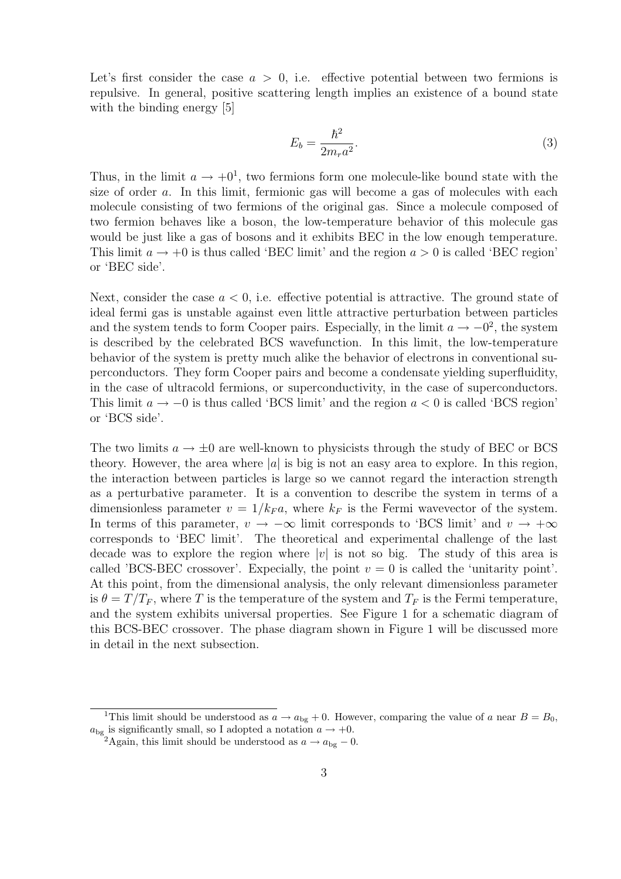Let's first consider the case $a > 0$, i.e. effective potential between two fermions is repulsive. In general, positive scattering length implies an existence of a bound state with the binding energy [5]

$$E_b = \frac{\hbar^2}{2m_r a^2}. \tag{3}$$

Thus, in the limit $a \to +0$[1], two fermions form one molecule-like bound state with the size of order $a$. In this limit, fermionic gas will become a gas of molecules with each molecule consisting of two fermions of the original gas. Since a molecule composed of two fermion behaves like a boson, the low-temperature behavior of this molecule gas would be just like a gas of bosons and it exhibits BEC in the low enough temperature. This limit $a \to +0$ is thus called 'BEC limit' and the region $a > 0$ is called 'BEC region' or 'BEC side'.

Next, consider the case $a < 0$, i.e. effective potential is attractive. The ground state of ideal fermi gas is unstable against even little attractive perturbation between particles and the system tends to form Cooper pairs. Especially, in the limit $a \to -0$[2], the system is described by the celebrated BCS wavefunction. In this limit, the low-temperature behavior of the system is pretty much alike the behavior of electrons in conventional superconductors. They form Cooper pairs and become a condensate yielding superfluidity, in the case of ultracold fermions, or superconductivity, in the case of superconductors. This limit $a \to -0$ is thus called 'BCS limit' and the region $a < 0$ is called 'BCS region' or 'BCS side'.

The two limits $a \to \pm 0$ are well-known to physicists through the study of BEC or BCS theory. However, the area where $|a|$ is big is not an easy area to explore. In this region, the interaction between particles is large so we cannot regard the interaction strength as a perturbative parameter. It is a convention to describe the system in terms of a dimensionless parameter $v = 1/k_F a$, where $k_F$ is the Fermi wavevector of the system. In terms of this parameter, $v \to -\infty$ limit corresponds to 'BCS limit' and $v \to +\infty$ corresponds to 'BEC limit'. The theoretical and experimental challenge of the last decade was to explore the region where $|v|$ is not so big. The study of this area is called 'BCS-BEC crossover'. Expecially, the point $v = 0$ is called the 'unitarity point'. At this point, from the dimensional analysis, the only relevant dimensionless parameter is $\theta = T/T_F$, where $T$ is the temperature of the system and $T_F$ is the Fermi temperature, and the system exhibits universal properties. See Figure 1 for a schematic diagram of this BCS-BEC crossover. The phase diagram shown in Figure 1 will be discussed more in detail in the next subsection.

---

[1] This limit should be understood as $a \to a_{\text{bg}} + 0$. However, comparing the value of $a$ near $B = B_0$, $a_{\text{bg}}$ is significantly small, so I adopted a notation $a \to +0$.

[2] Again, this limit should be understood as $a \to a_{\text{bg}} - 0$.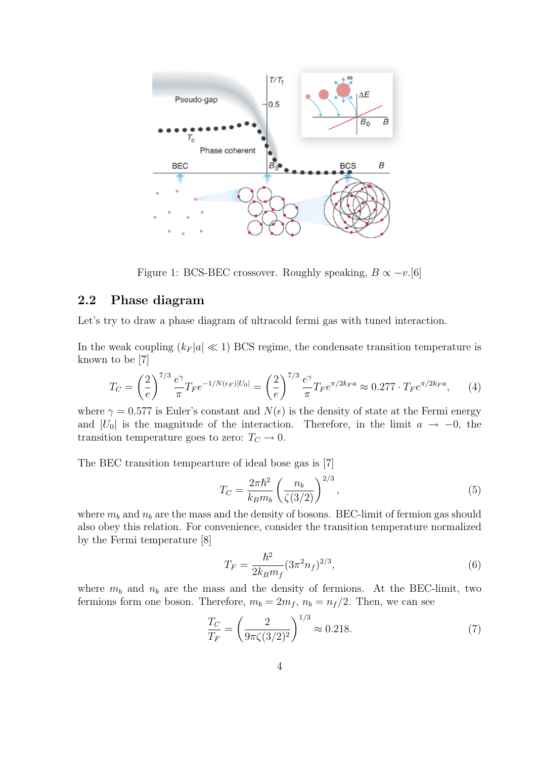Figure 1: BCS-BEC crossover. Roughly speaking, $B \propto -v$.[6]

## 2.2 Phase diagram

Let's try to draw a phase diagram of ultracold fermi gas with tuned interaction.

In the weak coupling ($k_F|a| \ll 1$) BCS regime, the condensate transition temperature is known to be [7]

$$T_C = \left(\frac{2}{e}\right)^{7/3} \frac{e^{\gamma}}{\pi} T_F e^{-1/N(\epsilon_F)|U_0|} = \left(\frac{2}{e}\right)^{7/3} \frac{e^{\gamma}}{\pi} T_F e^{\pi/2k_F a} \approx 0.277 \cdot T_F e^{\pi/2k_F a}, \tag{4}$$

where $\gamma = 0.577$ is Euler's constant and $N(\epsilon)$ is the density of state at the Fermi energy and $|U_0|$ is the magnitude of the interaction. Therefore, in the limit $a \to -0$, the transition temperature goes to zero: $T_C \to 0$.

The BEC transition tempearture of ideal bose gas is [7]

$$T_C = \frac{2\pi\hbar^2}{k_B m_b} \left(\frac{n_b}{\zeta(3/2)}\right)^{2/3}, \tag{5}$$

where $m_b$ and $n_b$ are the mass and the density of bosons. BEC-limit of fermion gas should also obey this relation. For convenience, consider the transition temperature normalized by the Fermi temperature [8]

$$T_F = \frac{\hbar^2}{2k_B m_f}(3\pi^2 n_f)^{2/3}, \tag{6}$$

where $m_b$ and $n_b$ are the mass and the density of fermions. At the BEC-limit, two fermions form one boson. Therefore, $m_b = 2m_f$, $n_b = n_f/2$. Then, we can see

$$\frac{T_C}{T_F} = \left(\frac{2}{9\pi\zeta(3/2)^2}\right)^{1/3} \approx 0.218. \tag{7}$$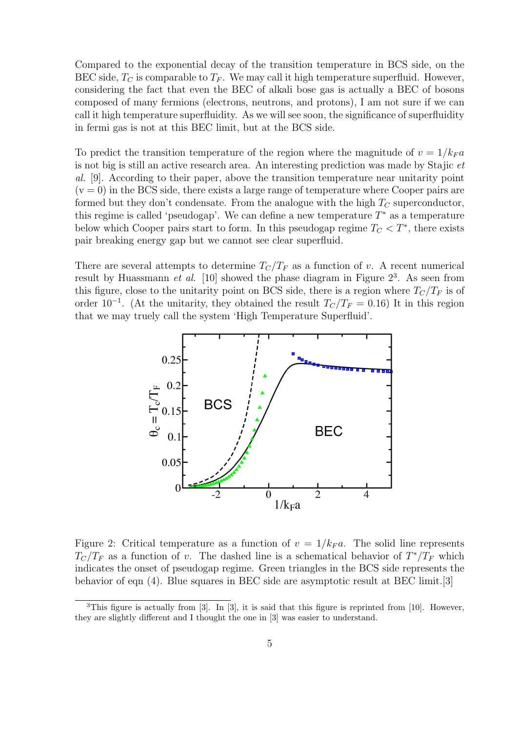Compared to the exponential decay of the transition temperature in BCS side, on the BEC side, $T_C$ is comparable to $T_F$. We may call it high temperature superfluid. However, considering the fact that even the BEC of alkali bose gas is actually a BEC of bosons composed of many fermions (electrons, neutrons, and protons), I am not sure if we can call it high temperature superfluidity. As we will see soon, the significance of superfluidity in fermi gas is not at this BEC limit, but at the BCS side.

To predict the transition temperature of the region where the magnitude of $v = 1/k_F a$ is not big is still an active research area. An interesting prediction was made by Stajic *et al.* [9]. According to their paper, above the transition temperature near unitarity point (v = 0) in the BCS side, there exists a large range of temperature where Cooper pairs are formed but they don't condensate. From the analogue with the high $T_C$ superconductor, this regime is called 'pseudogap'. We can define a new temperature $T^*$ as a temperature below which Cooper pairs start to form. In this pseudogap regime $T_C < T^*$, there exists pair breaking energy gap but we cannot see clear superfluid.

There are several attempts to determine $T_C/T_F$ as a function of $v$. A recent numerical result by Huassmann *et al.* [10] showed the phase diagram in Figure 2[3]. As seen from this figure, close to the unitarity point on BCS side, there is a region where $T_C/T_F$ is of order $10^{-1}$. (At the unitarity, they obtained the result $T_C/T_F = 0.16$) It in this region that we may truely call the system 'High Temperature Superfluid'.

Figure 2: Critical temperature as a function of $v = 1/k_F a$. The solid line represents $T_C/T_F$ as a function of $v$. The dashed line is a schematical behavior of $T^*/T_F$ which indicates the onset of pseudogap regime. Green triangles in the BCS side represents the behavior of eqn (4). Blue squares in BEC side are asymptotic result at BEC limit.[3]

[3]This figure is actually from [3]. In [3], it is said that this figure is reprinted from [10]. However, they are slightly different and I thought the one in [3] was easier to understand.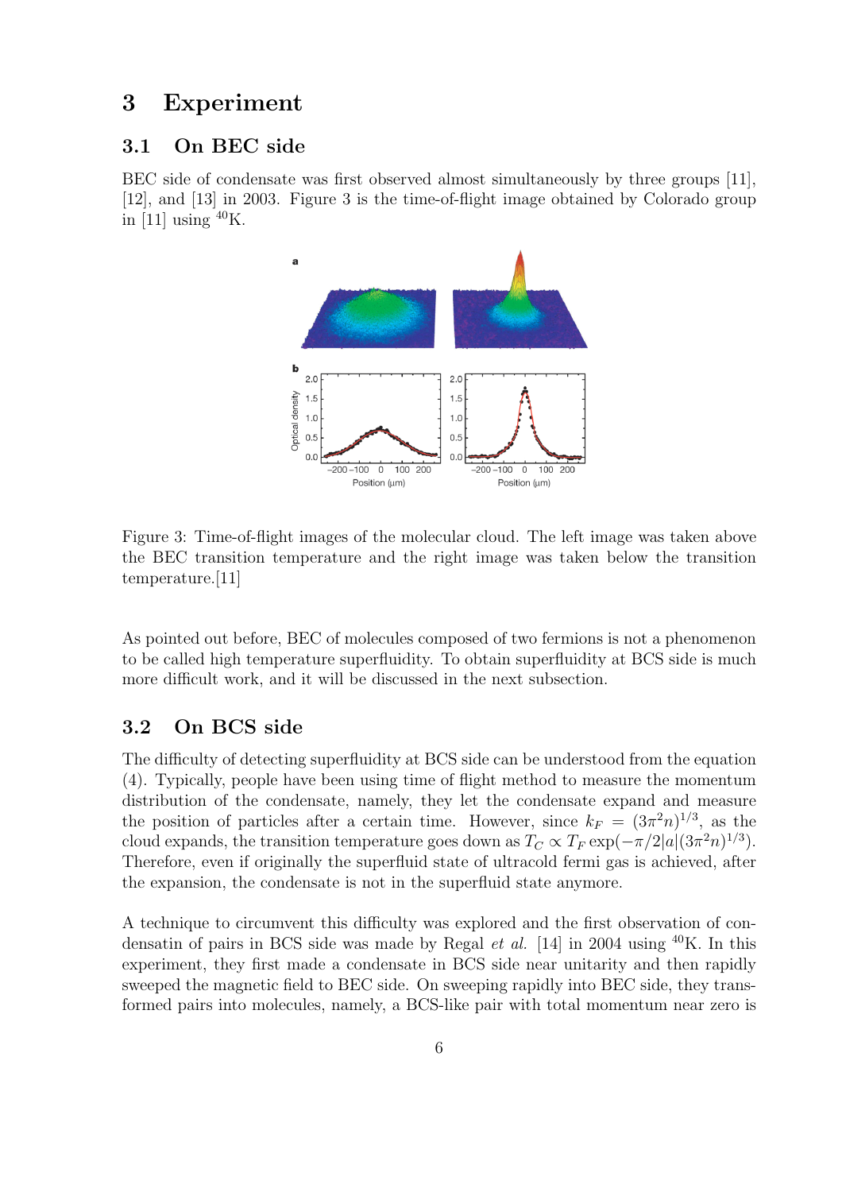## 3 Experiment

### 3.1 On BEC side

BEC side of condensate was first observed almost simultaneously by three groups [11], [12], and [13] in 2003. Figure 3 is the time-of-flight image obtained by Colorado group in [11] using $^{40}$K.

Figure 3: Time-of-flight images of the molecular cloud. The left image was taken above the BEC transition temperature and the right image was taken below the transition temperature.[11]

As pointed out before, BEC of molecules composed of two fermions is not a phenomenon to be called high temperature superfluidity. To obtain superfluidity at BCS side is much more difficult work, and it will be discussed in the next subsection.

### 3.2 On BCS side

The difficulty of detecting superfluidity at BCS side can be understood from the equation (4). Typically, people have been using time of flight method to measure the momentum distribution of the condensate, namely, they let the condensate expand and measure the position of particles after a certain time. However, since $k_F = (3\pi^2 n)^{1/3}$, as the cloud expands, the transition temperature goes down as $T_C \propto T_F \exp(-\pi/2|a|(3\pi^2 n)^{1/3})$. Therefore, even if originally the superfluid state of ultracold fermi gas is achieved, after the expansion, the condensate is not in the superfluid state anymore.

A technique to circumvent this difficulty was explored and the first observation of condensatin of pairs in BCS side was made by Regal *et al.* [14] in 2004 using $^{40}$K. In this experiment, they first made a condensate in BCS side near unitarity and then rapidly sweeped the magnetic field to BEC side. On sweeping rapidly into BEC side, they transformed pairs into molecules, namely, a BCS-like pair with total momentum near zero is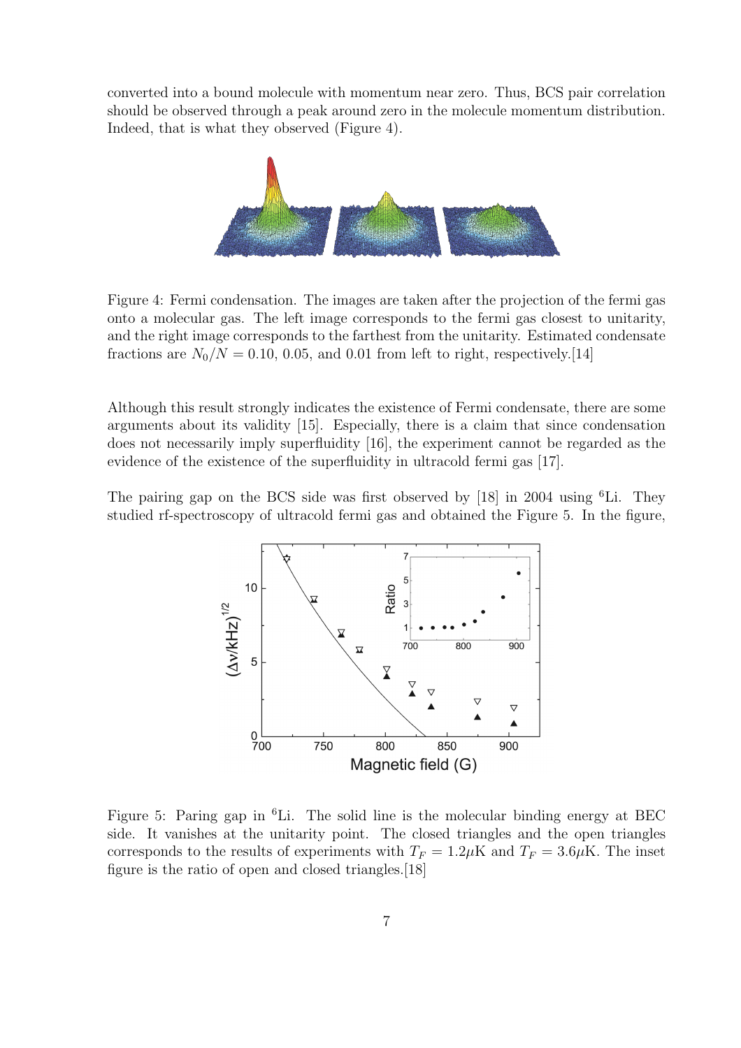converted into a bound molecule with momentum near zero. Thus, BCS pair correlation should be observed through a peak around zero in the molecule momentum distribution. Indeed, that is what they observed (Figure 4).

Figure 4: Fermi condensation. The images are taken after the projection of the fermi gas onto a molecular gas. The left image corresponds to the fermi gas closest to unitarity, and the right image corresponds to the farthest from the unitarity. Estimated condensate fractions are $N_0/N = 0.10$, 0.05, and 0.01 from left to right, respectively.[14]

Although this result strongly indicates the existence of Fermi condensate, there are some arguments about its validity [15]. Especially, there is a claim that since condensation does not necessarily imply superfluidity [16], the experiment cannot be regarded as the evidence of the existence of the superfluidity in ultracold fermi gas [17].

The pairing gap on the BCS side was first observed by [18] in 2004 using $^6$Li. They studied rf-spectroscopy of ultracold fermi gas and obtained the Figure 5. In the figure,

Figure 5: Paring gap in $^6$Li. The solid line is the molecular binding energy at BEC side. It vanishes at the unitarity point. The closed triangles and the open triangles corresponds to the results of experiments with $T_F = 1.2\mu$K and $T_F = 3.6\mu$K. The inset figure is the ratio of open and closed triangles.[18]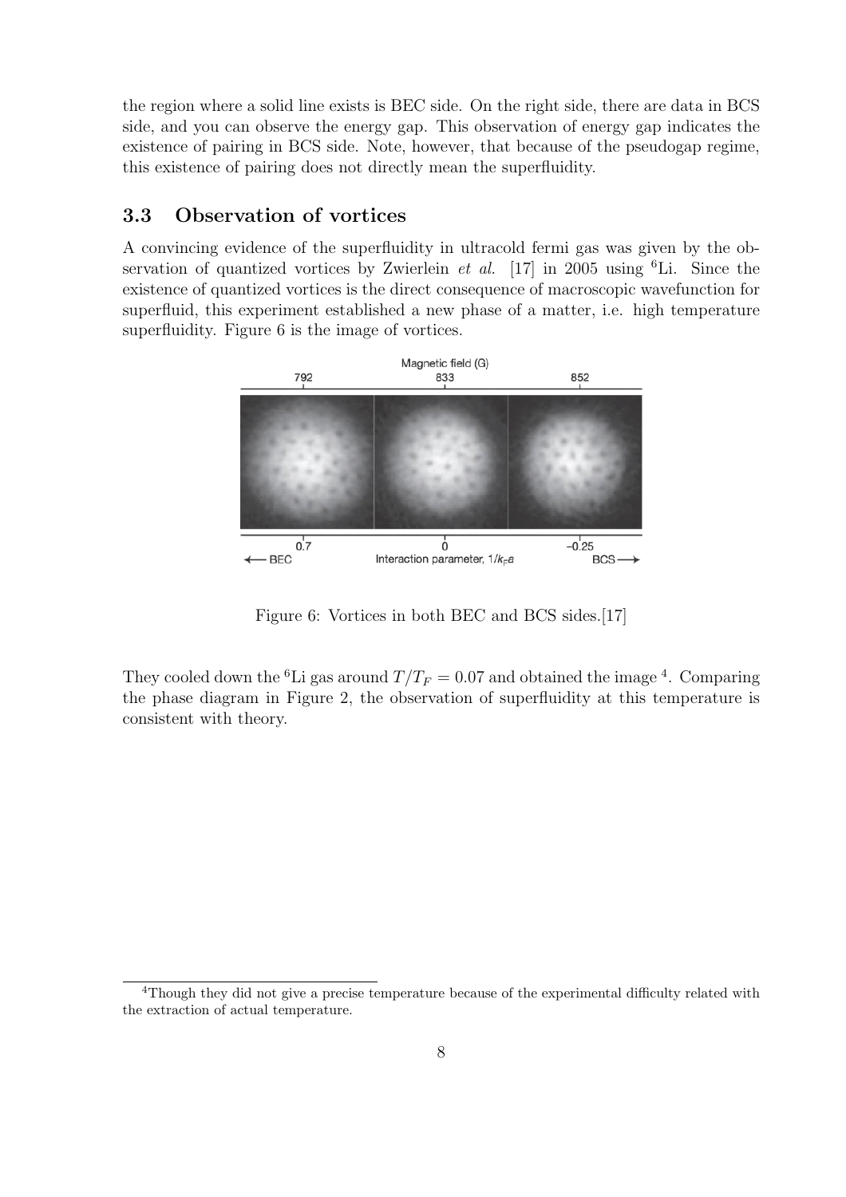the region where a solid line exists is BEC side. On the right side, there are data in BCS side, and you can observe the energy gap. This observation of energy gap indicates the existence of pairing in BCS side. Note, however, that because of the pseudogap regime, this existence of pairing does not directly mean the superfluidity.

### 3.3 Observation of vortices

A convincing evidence of the superfluidity in ultracold fermi gas was given by the observation of quantized vortices by Zwierlein *et al.* [17] in 2005 using $^6$Li. Since the existence of quantized vortices is the direct consequence of macroscopic wavefunction for superfluid, this experiment established a new phase of a matter, i.e. high temperature superfluidity. Figure 6 is the image of vortices.

Figure 6: Vortices in both BEC and BCS sides.[17]

They cooled down the $^6$Li gas around $T/T_F = 0.07$ and obtained the image [4]. Comparing the phase diagram in Figure 2, the observation of superfluidity at this temperature is consistent with theory.

[4] Though they did not give a precise temperature because of the experimental difficulty related with the extraction of actual temperature.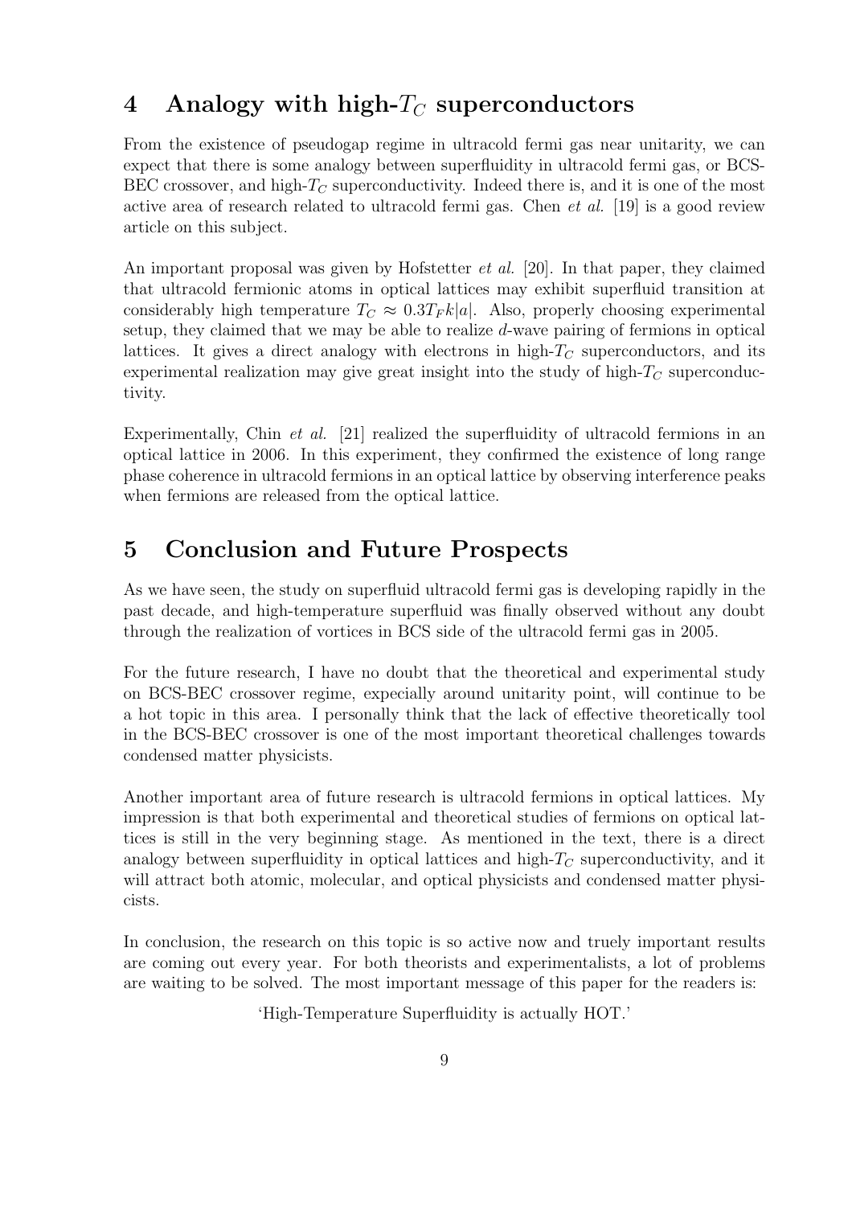## 4 Analogy with high-$T_C$ superconductors

From the existence of pseudogap regime in ultracold fermi gas near unitarity, we can expect that there is some analogy between superfluidity in ultracold fermi gas, or BCS-BEC crossover, and high-$T_C$ superconductivity. Indeed there is, and it is one of the most active area of research related to ultracold fermi gas. Chen *et al.* [19] is a good review article on this subject.

An important proposal was given by Hofstetter *et al.* [20]. In that paper, they claimed that ultracold fermionic atoms in optical lattices may exhibit superfluid transition at considerably high temperature $T_C \approx 0.3 T_F k|a|$. Also, properly choosing experimental setup, they claimed that we may be able to realize *d*-wave pairing of fermions in optical lattices. It gives a direct analogy with electrons in high-$T_C$ superconductors, and its experimental realization may give great insight into the study of high-$T_C$ superconductivity.

Experimentally, Chin *et al.* [21] realized the superfluidity of ultracold fermions in an optical lattice in 2006. In this experiment, they confirmed the existence of long range phase coherence in ultracold fermions in an optical lattice by observing interference peaks when fermions are released from the optical lattice.

## 5 Conclusion and Future Prospects

As we have seen, the study on superfluid ultracold fermi gas is developing rapidly in the past decade, and high-temperature superfluid was finally observed without any doubt through the realization of vortices in BCS side of the ultracold fermi gas in 2005.

For the future research, I have no doubt that the theoretical and experimental study on BCS-BEC crossover regime, expecially around unitarity point, will continue to be a hot topic in this area. I personally think that the lack of effective theoretically tool in the BCS-BEC crossover is one of the most important theoretical challenges towards condensed matter physicists.

Another important area of future research is ultracold fermions in optical lattices. My impression is that both experimental and theoretical studies of fermions on optical lattices is still in the very beginning stage. As mentioned in the text, there is a direct analogy between superfluidity in optical lattices and high-$T_C$ superconductivity, and it will attract both atomic, molecular, and optical physicists and condensed matter physicists.

In conclusion, the research on this topic is so active now and truely important results are coming out every year. For both theorists and experimentalists, a lot of problems are waiting to be solved. The most important message of this paper for the readers is:

'High-Temperature Superfluidity is actually HOT.'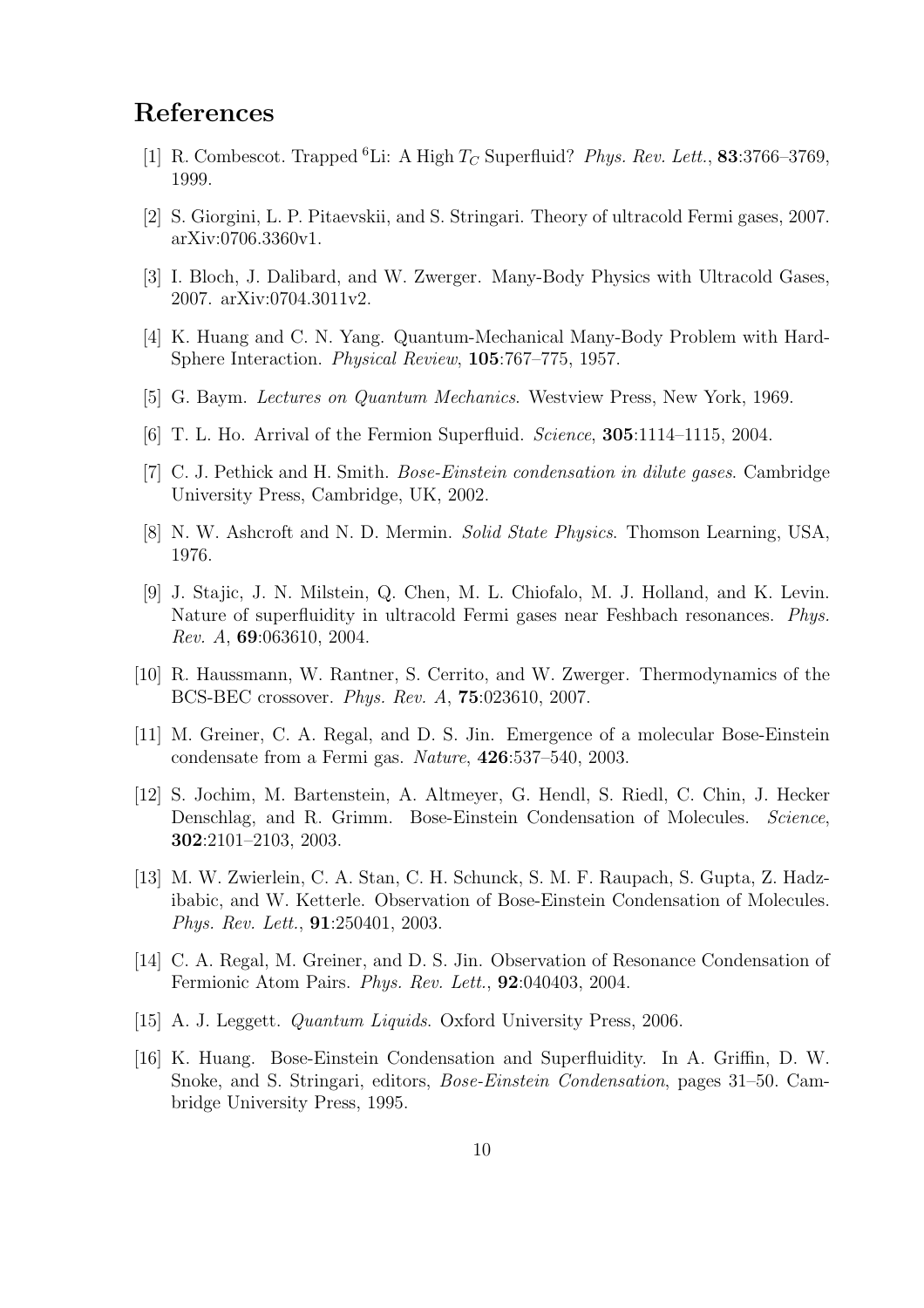# References

[1] R. Combescot. Trapped $^6$Li: A High $T_C$ Superfluid? *Phys. Rev. Lett.*, **83**:3766–3769, 1999.

[2] S. Giorgini, L. P. Pitaevskii, and S. Stringari. Theory of ultracold Fermi gases, 2007. arXiv:0706.3360v1.

[3] I. Bloch, J. Dalibard, and W. Zwerger. Many-Body Physics with Ultracold Gases, 2007. arXiv:0704.3011v2.

[4] K. Huang and C. N. Yang. Quantum-Mechanical Many-Body Problem with Hard-Sphere Interaction. *Physical Review*, **105**:767–775, 1957.

[5] G. Baym. *Lectures on Quantum Mechanics*. Westview Press, New York, 1969.

[6] T. L. Ho. Arrival of the Fermion Superfluid. *Science*, **305**:1114–1115, 2004.

[7] C. J. Pethick and H. Smith. *Bose-Einstein condensation in dilute gases*. Cambridge University Press, Cambridge, UK, 2002.

[8] N. W. Ashcroft and N. D. Mermin. *Solid State Physics*. Thomson Learning, USA, 1976.

[9] J. Stajic, J. N. Milstein, Q. Chen, M. L. Chiofalo, M. J. Holland, and K. Levin. Nature of superfluidity in ultracold Fermi gases near Feshbach resonances. *Phys. Rev. A*, **69**:063610, 2004.

[10] R. Haussmann, W. Rantner, S. Cerrito, and W. Zwerger. Thermodynamics of the BCS-BEC crossover. *Phys. Rev. A*, **75**:023610, 2007.

[11] M. Greiner, C. A. Regal, and D. S. Jin. Emergence of a molecular Bose-Einstein condensate from a Fermi gas. *Nature*, **426**:537–540, 2003.

[12] S. Jochim, M. Bartenstein, A. Altmeyer, G. Hendl, S. Riedl, C. Chin, J. Hecker Denschlag, and R. Grimm. Bose-Einstein Condensation of Molecules. *Science*, **302**:2101–2103, 2003.

[13] M. W. Zwierlein, C. A. Stan, C. H. Schunck, S. M. F. Raupach, S. Gupta, Z. Hadzibabic, and W. Ketterle. Observation of Bose-Einstein Condensation of Molecules. *Phys. Rev. Lett.*, **91**:250401, 2003.

[14] C. A. Regal, M. Greiner, and D. S. Jin. Observation of Resonance Condensation of Fermionic Atom Pairs. *Phys. Rev. Lett.*, **92**:040403, 2004.

[15] A. J. Leggett. *Quantum Liquids*. Oxford University Press, 2006.

[16] K. Huang. Bose-Einstein Condensation and Superfluidity. In A. Griffin, D. W. Snoke, and S. Stringari, editors, *Bose-Einstein Condensation*, pages 31–50. Cambridge University Press, 1995.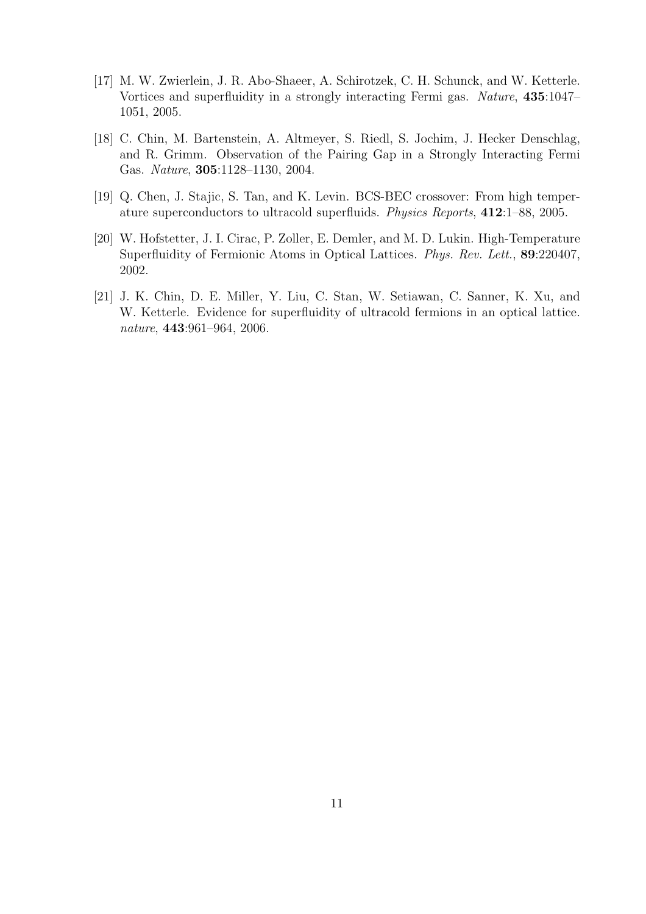[17] M. W. Zwierlein, J. R. Abo-Shaeer, A. Schirotzek, C. H. Schunck, and W. Ketterle. Vortices and superfluidity in a strongly interacting Fermi gas. *Nature*, **435**:1047–1051, 2005.

[18] C. Chin, M. Bartenstein, A. Altmeyer, S. Riedl, S. Jochim, J. Hecker Denschlag, and R. Grimm. Observation of the Pairing Gap in a Strongly Interacting Fermi Gas. *Nature*, **305**:1128–1130, 2004.

[19] Q. Chen, J. Stajic, S. Tan, and K. Levin. BCS-BEC crossover: From high temperature superconductors to ultracold superfluids. *Physics Reports*, **412**:1–88, 2005.

[20] W. Hofstetter, J. I. Cirac, P. Zoller, E. Demler, and M. D. Lukin. High-Temperature Superfluidity of Fermionic Atoms in Optical Lattices. *Phys. Rev. Lett.*, **89**:220407, 2002.

[21] J. K. Chin, D. E. Miller, Y. Liu, C. Stan, W. Setiawan, C. Sanner, K. Xu, and W. Ketterle. Evidence for superfluidity of ultracold fermions in an optical lattice. *nature*, **443**:961–964, 2006.